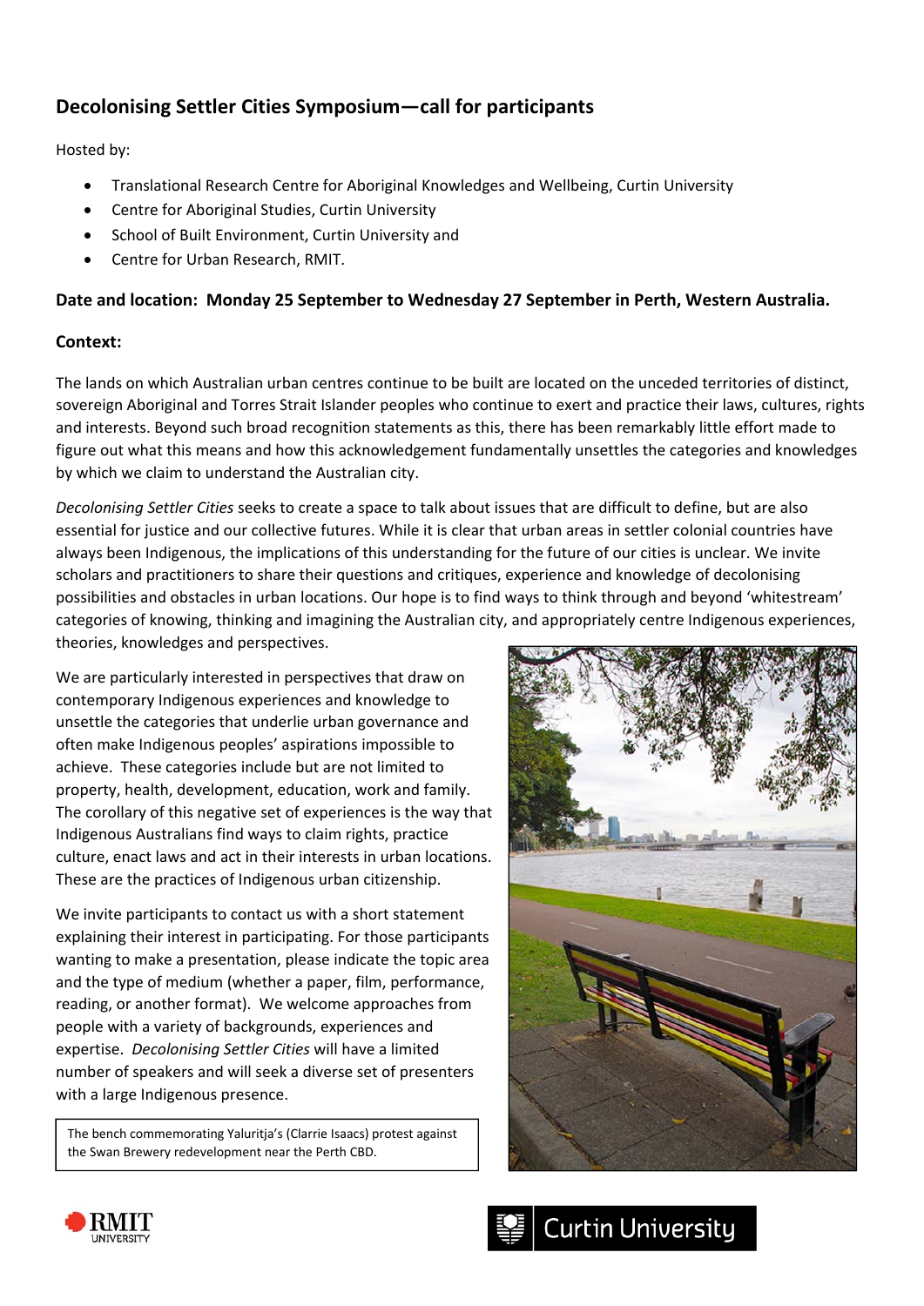## Decolonising Settler Cities Symposium—call for participants

Hosted by:

- Translational Research Centre for Aboriginal Knowledges and Wellbeing, Curtin University
- Centre for Aboriginal Studies, Curtin University
- School of Built Environment, Curtin University and
- Centre for Urban Research, RMIT.

**Date and location: Monday 25 September to Wednesday 27 September in Perth, Western Australia.**

**Context:**

The lands on which Australian urban centres continue to be built are located on the unceded territories of distinct, sovereign Aboriginal and Torres Strait Islander peoples who continue to exert and practice their laws, cultures, rights and interests. Beyond such broad recognition statements as this, there has been remarkably little effort made to figure out what this means and how this acknowledgement fundamentally unsettles the categories and knowledges by which we claim to understand the Australian city.

*Decolonising Settler Cities* seeks to create a space to talk about issues that are difficult to define, but are also essential for justice and our collective futures. While it is clear that urban areas in settler colonial countries have always been Indigenous, the implications of this understanding for the future of our cities is unclear. We invite scholars and practitioners to share their questions and critiques, experience and knowledge of decolonising possibilities and obstacles in urban locations. Our hope is to find ways to think through and beyond 'whitestream' categories of knowing, thinking and imagining the Australian city, and appropriately centre Indigenous experiences, theories, knowledges and perspectives.

We are particularly interested in perspectives that draw on contemporary Indigenous experiences and knowledge to unsettle the categories that underlie urban governance and often make Indigenous peoples' aspirations impossible to achieve. These categories include but are not limited to property, health, development, education, work and family. The corollary of this negative set of experiences is the way that Indigenous Australians find ways to claim rights, practice culture, enact laws and act in their interests in urban locations. These are the practices of Indigenous urban citizenship.

We invite participants to contact us with a short statement explaining their interest in participating. For those participants wanting to make a presentation, please indicate the topic area and the type of medium (whether a paper, film, performance, reading, or another format). We welcome approaches from people with a variety of backgrounds, experiences and expertise. *Decolonising Settler Cities* will have a limited number of speakers and will seek a diverse set of presenters with a large Indigenous presence.

The bench commemorating Yaluritja's (Clarrie Isaacs) protest against the Swan Brewery redevelopment near the Perth CBD.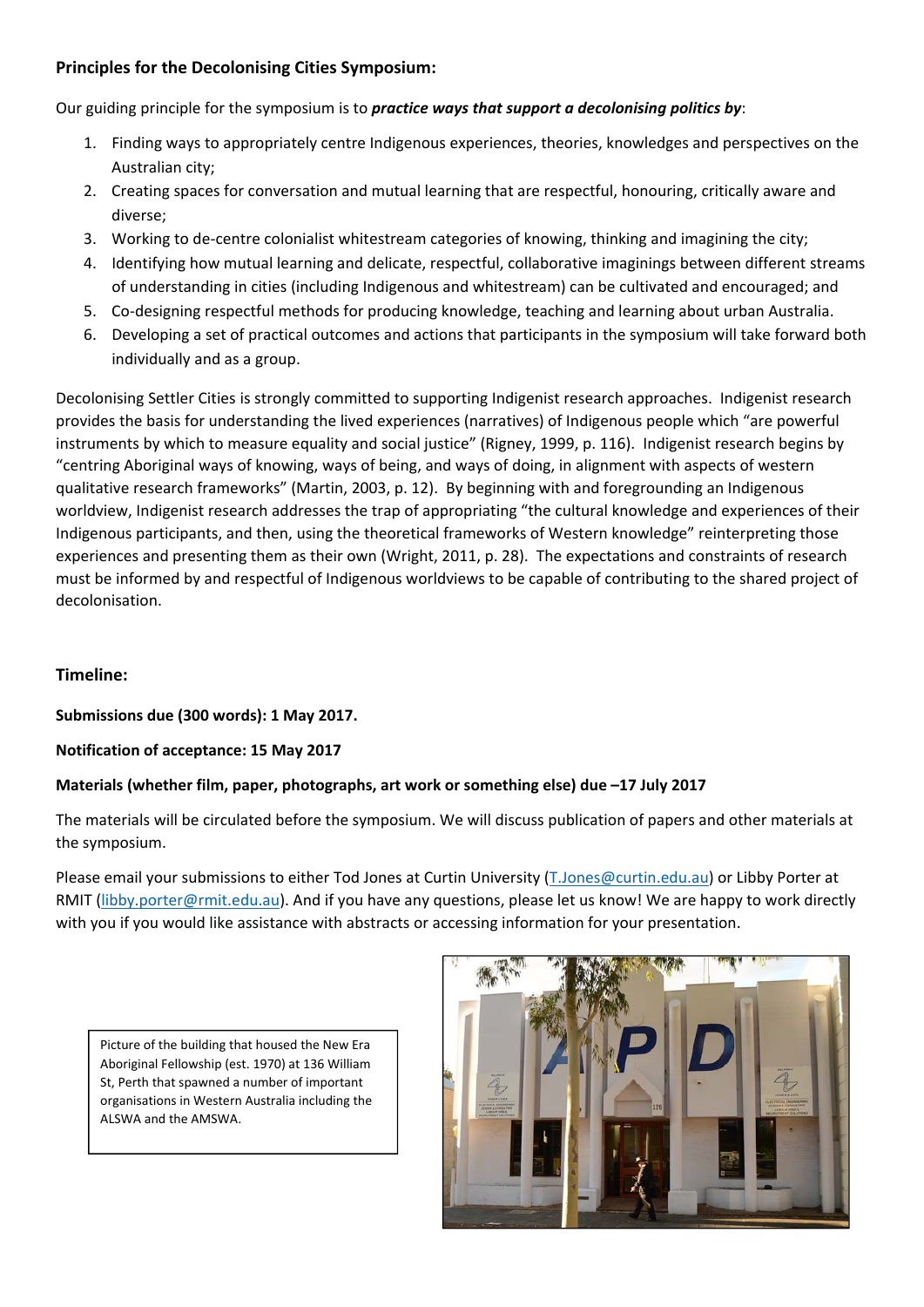### Principles for the Decolonising Cities Symposium:

Our guiding principle for the symposium is to ***practice ways that support a decolonising politics by***:

1. Finding ways to appropriately centre Indigenous experiences, theories, knowledges and perspectives on the Australian city;
2. Creating spaces for conversation and mutual learning that are respectful, honouring, critically aware and diverse;
3. Working to de-centre colonialist whitestream categories of knowing, thinking and imagining the city;
4. Identifying how mutual learning and delicate, respectful, collaborative imaginings between different streams of understanding in cities (including Indigenous and whitestream) can be cultivated and encouraged; and
5. Co-designing respectful methods for producing knowledge, teaching and learning about urban Australia.
6. Developing a set of practical outcomes and actions that participants in the symposium will take forward both individually and as a group.

Decolonising Settler Cities is strongly committed to supporting Indigenist research approaches. Indigenist research provides the basis for understanding the lived experiences (narratives) of Indigenous people which "are powerful instruments by which to measure equality and social justice" (Rigney, 1999, p. 116). Indigenist research begins by "centring Aboriginal ways of knowing, ways of being, and ways of doing, in alignment with aspects of western qualitative research frameworks" (Martin, 2003, p. 12). By beginning with and foregrounding an Indigenous worldview, Indigenist research addresses the trap of appropriating "the cultural knowledge and experiences of their Indigenous participants, and then, using the theoretical frameworks of Western knowledge" reinterpreting those experiences and presenting them as their own (Wright, 2011, p. 28). The expectations and constraints of research must be informed by and respectful of Indigenous worldviews to be capable of contributing to the shared project of decolonisation.

### Timeline:

**Submissions due (300 words): 1 May 2017.**

**Notification of acceptance: 15 May 2017**

**Materials (whether film, paper, photographs, art work or something else) due –17 July 2017**

The materials will be circulated before the symposium. We will discuss publication of papers and other materials at the symposium.

Please email your submissions to either Tod Jones at Curtin University (T.Jones@curtin.edu.au) or Libby Porter at RMIT (libby.porter@rmit.edu.au). And if you have any questions, please let us know! We are happy to work directly with you if you would like assistance with abstracts or accessing information for your presentation.

Picture of the building that housed the New Era Aboriginal Fellowship (est. 1970) at 136 William St, Perth that spawned a number of important organisations in Western Australia including the ALSWA and the AMSWA.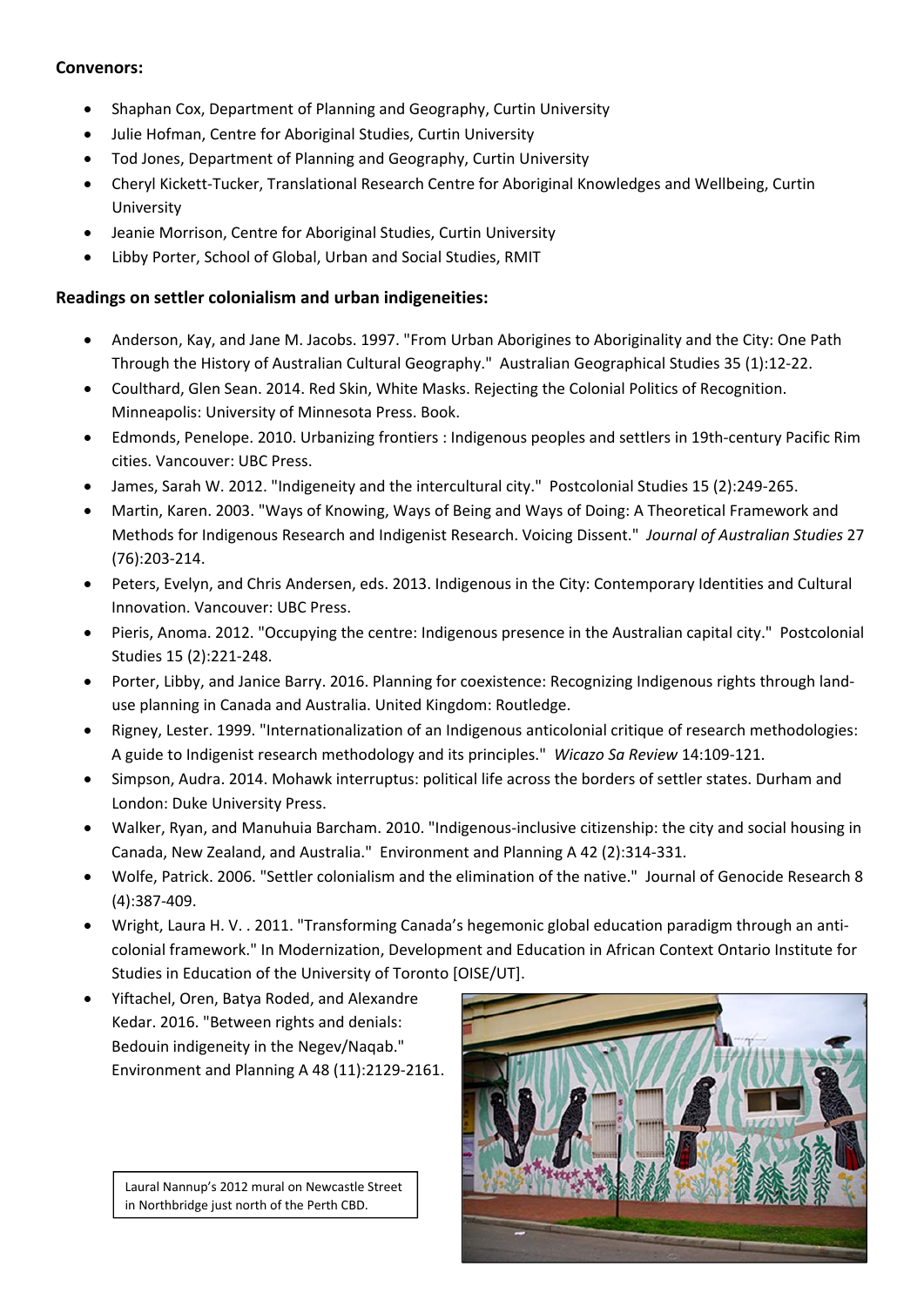**Convenors:**

- Shaphan Cox, Department of Planning and Geography, Curtin University
- Julie Hofman, Centre for Aboriginal Studies, Curtin University
- Tod Jones, Department of Planning and Geography, Curtin University
- Cheryl Kickett-Tucker, Translational Research Centre for Aboriginal Knowledges and Wellbeing, Curtin University
- Jeanie Morrison, Centre for Aboriginal Studies, Curtin University
- Libby Porter, School of Global, Urban and Social Studies, RMIT

**Readings on settler colonialism and urban indigeneities:**

- Anderson, Kay, and Jane M. Jacobs. 1997. "From Urban Aborigines to Aboriginality and the City: One Path Through the History of Australian Cultural Geography." Australian Geographical Studies 35 (1):12-22.
- Coulthard, Glen Sean. 2014. Red Skin, White Masks. Rejecting the Colonial Politics of Recognition. Minneapolis: University of Minnesota Press. Book.
- Edmonds, Penelope. 2010. Urbanizing frontiers : Indigenous peoples and settlers in 19th-century Pacific Rim cities. Vancouver: UBC Press.
- James, Sarah W. 2012. "Indigeneity and the intercultural city." Postcolonial Studies 15 (2):249-265.
- Martin, Karen. 2003. "Ways of Knowing, Ways of Being and Ways of Doing: A Theoretical Framework and Methods for Indigenous Research and Indigenist Research. Voicing Dissent." *Journal of Australian Studies* 27 (76):203-214.
- Peters, Evelyn, and Chris Andersen, eds. 2013. Indigenous in the City: Contemporary Identities and Cultural Innovation. Vancouver: UBC Press.
- Pieris, Anoma. 2012. "Occupying the centre: Indigenous presence in the Australian capital city." Postcolonial Studies 15 (2):221-248.
- Porter, Libby, and Janice Barry. 2016. Planning for coexistence: Recognizing Indigenous rights through land-use planning in Canada and Australia. United Kingdom: Routledge.
- Rigney, Lester. 1999. "Internationalization of an Indigenous anticolonial critique of research methodologies: A guide to Indigenist research methodology and its principles." *Wicazo Sa Review* 14:109-121.
- Simpson, Audra. 2014. Mohawk interruptus: political life across the borders of settler states. Durham and London: Duke University Press.
- Walker, Ryan, and Manuhuia Barcham. 2010. "Indigenous-inclusive citizenship: the city and social housing in Canada, New Zealand, and Australia." Environment and Planning A 42 (2):314-331.
- Wolfe, Patrick. 2006. "Settler colonialism and the elimination of the native." Journal of Genocide Research 8 (4):387-409.
- Wright, Laura H. V. . 2011. "Transforming Canada's hegemonic global education paradigm through an anti-colonial framework." In Modernization, Development and Education in African Context Ontario Institute for Studies in Education of the University of Toronto [OISE/UT].
- Yiftachel, Oren, Batya Roded, and Alexandre Kedar. 2016. "Between rights and denials: Bedouin indigeneity in the Negev/Naqab." Environment and Planning A 48 (11):2129-2161.

Laural Nannup's 2012 mural on Newcastle Street in Northbridge just north of the Perth CBD.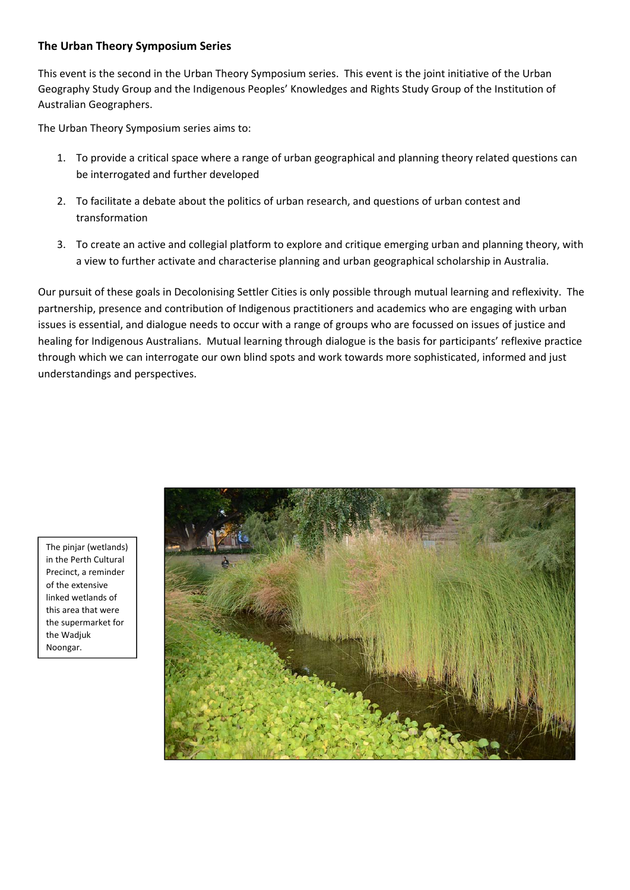## The Urban Theory Symposium Series

This event is the second in the Urban Theory Symposium series. This event is the joint initiative of the Urban Geography Study Group and the Indigenous Peoples' Knowledges and Rights Study Group of the Institution of Australian Geographers.

The Urban Theory Symposium series aims to:

1. To provide a critical space where a range of urban geographical and planning theory related questions can be interrogated and further developed
2. To facilitate a debate about the politics of urban research, and questions of urban contest and transformation
3. To create an active and collegial platform to explore and critique emerging urban and planning theory, with a view to further activate and characterise planning and urban geographical scholarship in Australia.

Our pursuit of these goals in Decolonising Settler Cities is only possible through mutual learning and reflexivity. The partnership, presence and contribution of Indigenous practitioners and academics who are engaging with urban issues is essential, and dialogue needs to occur with a range of groups who are focussed on issues of justice and healing for Indigenous Australians. Mutual learning through dialogue is the basis for participants' reflexive practice through which we can interrogate our own blind spots and work towards more sophisticated, informed and just understandings and perspectives.

The pinjar (wetlands) in the Perth Cultural Precinct, a reminder of the extensive linked wetlands of this area that were the supermarket for the Wadjuk Noongar.